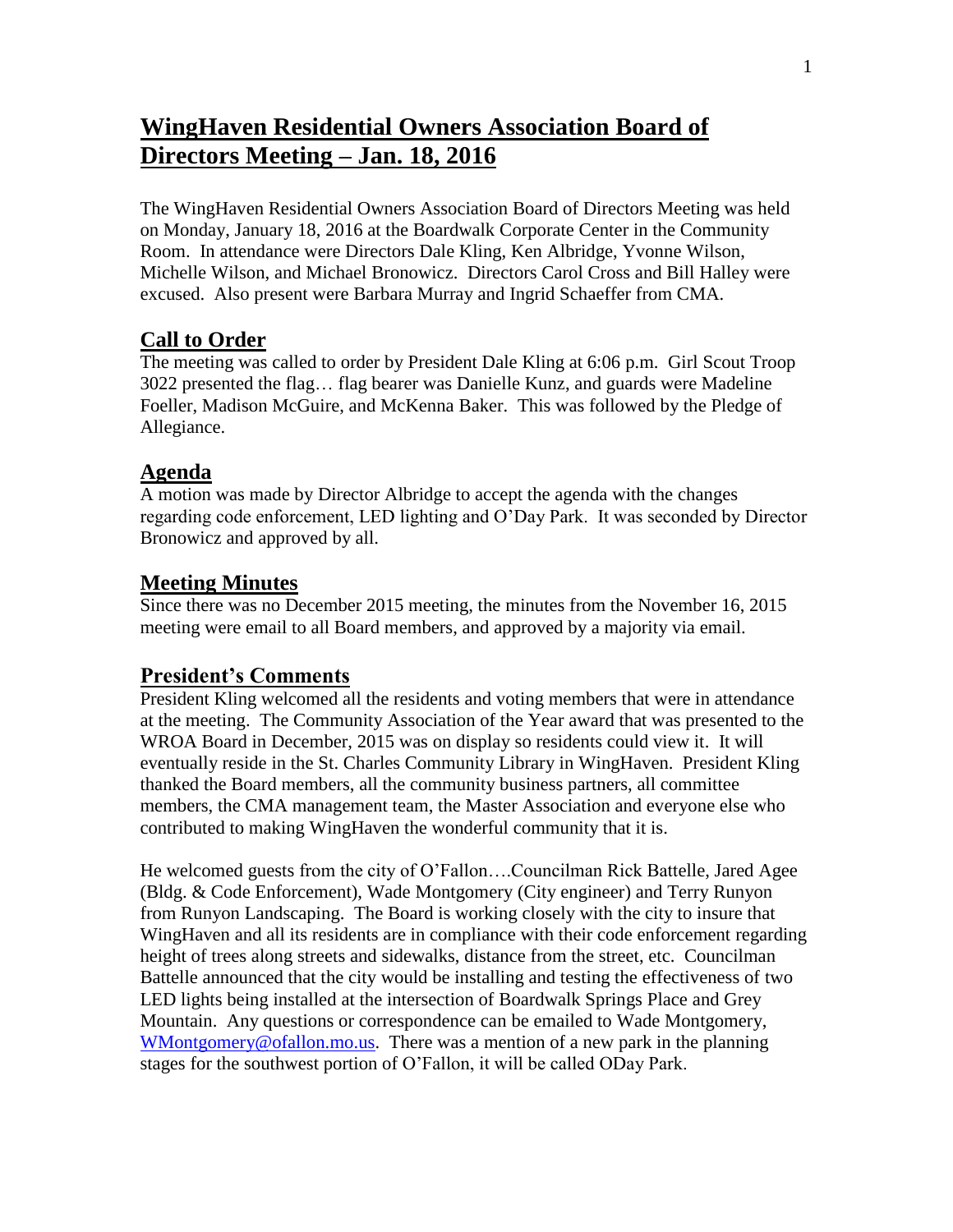# WingHaven Residential Owners Association Board of Directors Meeting – Jan. 18, 2016

The WingHaven Residential Owners Association Board of Directors Meeting was held on Monday, January 18, 2016 at the Boardwalk Corporate Center in the Community Room. In attendance were Directors Dale Kling, Ken Albridge, Yvonne Wilson, Michelle Wilson, and Michael Bronowicz. Directors Carol Cross and Bill Halley were excused. Also present were Barbara Murray and Ingrid Schaeffer from CMA.

## Call to Order

The meeting was called to order by President Dale Kling at 6:06 p.m. Girl Scout Troop 3022 presented the flag… flag bearer was Danielle Kunz, and guards were Madeline Foeller, Madison McGuire, and McKenna Baker. This was followed by the Pledge of Allegiance.

## Agenda

A motion was made by Director Albridge to accept the agenda with the changes regarding code enforcement, LED lighting and O'Day Park. It was seconded by Director Bronowicz and approved by all.

## Meeting Minutes

Since there was no December 2015 meeting, the minutes from the November 16, 2015 meeting were email to all Board members, and approved by a majority via email.

## President's Comments

President Kling welcomed all the residents and voting members that were in attendance at the meeting. The Community Association of the Year award that was presented to the WROA Board in December, 2015 was on display so residents could view it. It will eventually reside in the St. Charles Community Library in WingHaven. President Kling thanked the Board members, all the community business partners, all committee members, the CMA management team, the Master Association and everyone else who contributed to making WingHaven the wonderful community that it is.

He welcomed guests from the city of O'Fallon….Councilman Rick Battelle, Jared Agee (Bldg. & Code Enforcement), Wade Montgomery (City engineer) and Terry Runyon from Runyon Landscaping. The Board is working closely with the city to insure that WingHaven and all its residents are in compliance with their code enforcement regarding height of trees along streets and sidewalks, distance from the street, etc. Councilman Battelle announced that the city would be installing and testing the effectiveness of two LED lights being installed at the intersection of Boardwalk Springs Place and Grey Mountain. Any questions or correspondence can be emailed to Wade Montgomery, WMontgomery@ofallon.mo.us. There was a mention of a new park in the planning stages for the southwest portion of O'Fallon, it will be called ODay Park.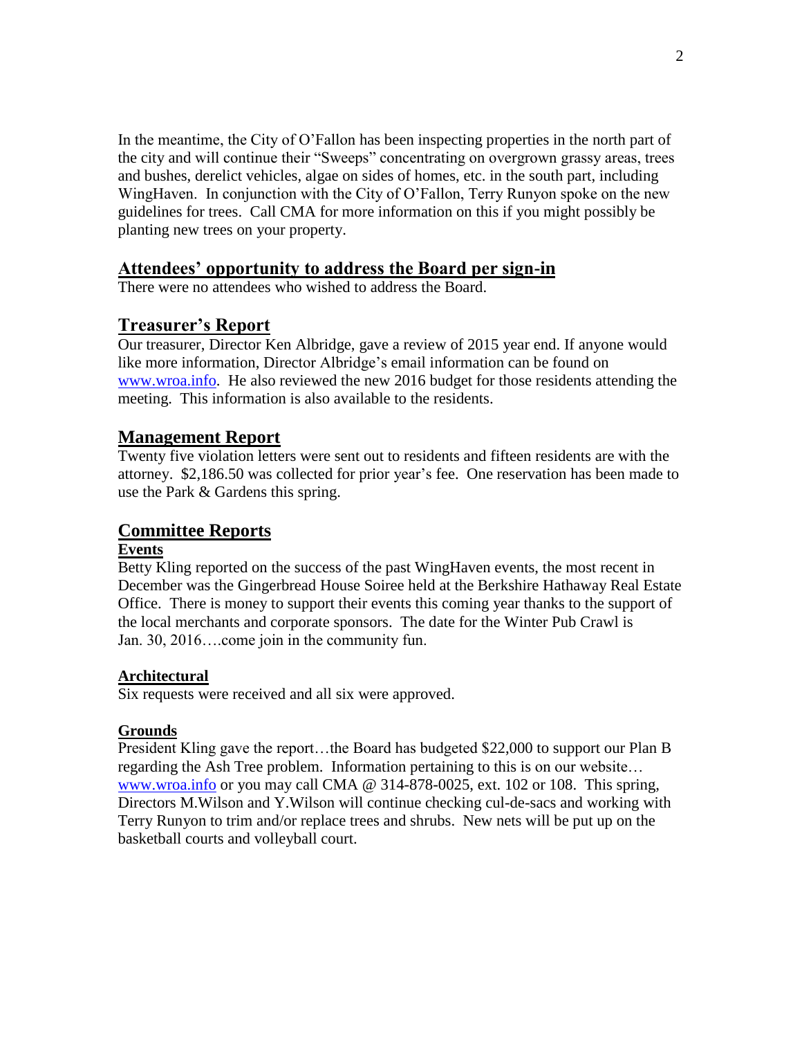In the meantime, the City of O'Fallon has been inspecting properties in the north part of the city and will continue their "Sweeps" concentrating on overgrown grassy areas, trees and bushes, derelict vehicles, algae on sides of homes, etc. in the south part, including WingHaven. In conjunction with the City of O'Fallon, Terry Runyon spoke on the new guidelines for trees. Call CMA for more information on this if you might possibly be planting new trees on your property.

## Attendees' opportunity to address the Board per sign-in

There were no attendees who wished to address the Board.

## Treasurer's Report

Our treasurer, Director Ken Albridge, gave a review of 2015 year end. If anyone would like more information, Director Albridge's email information can be found on www.wroa.info. He also reviewed the new 2016 budget for those residents attending the meeting. This information is also available to the residents.

## Management Report

Twenty five violation letters were sent out to residents and fifteen residents are with the attorney. $2,186.50 was collected for prior year's fee. One reservation has been made to use the Park & Gardens this spring.

## Committee Reports

### Events

Betty Kling reported on the success of the past WingHaven events, the most recent in December was the Gingerbread House Soiree held at the Berkshire Hathaway Real Estate Office. There is money to support their events this coming year thanks to the support of the local merchants and corporate sponsors. The date for the Winter Pub Crawl is Jan. 30, 2016….come join in the community fun.

### Architectural

Six requests were received and all six were approved.

### Grounds

President Kling gave the report…the Board has budgeted $22,000 to support our Plan B regarding the Ash Tree problem. Information pertaining to this is on our website… www.wroa.info or you may call CMA @ 314-878-0025, ext. 102 or 108. This spring, Directors M.Wilson and Y.Wilson will continue checking cul-de-sacs and working with Terry Runyon to trim and/or replace trees and shrubs. New nets will be put up on the basketball courts and volleyball court.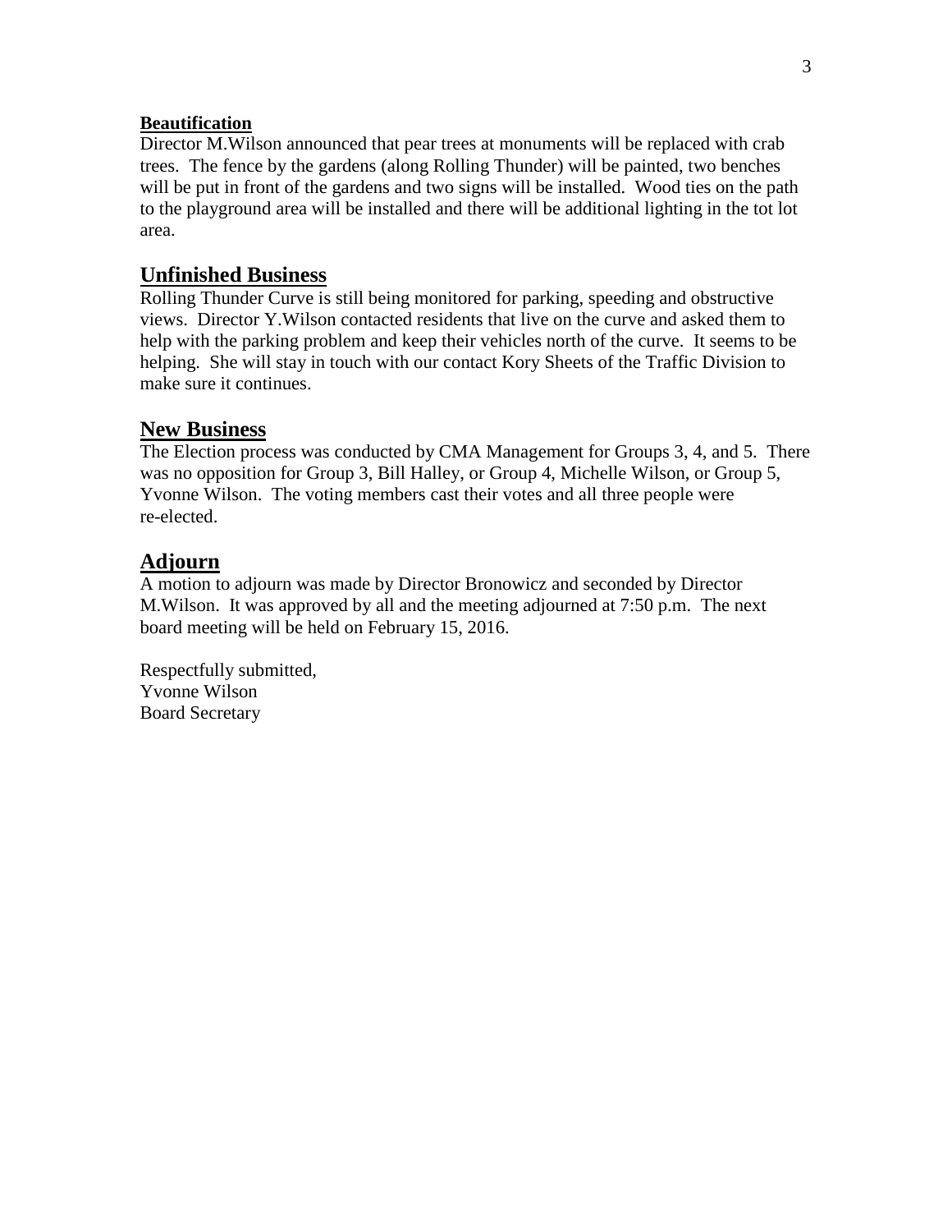**Beautification**

Director M.Wilson announced that pear trees at monuments will be replaced with crab trees. The fence by the gardens (along Rolling Thunder) will be painted, two benches will be put in front of the gardens and two signs will be installed. Wood ties on the path to the playground area will be installed and there will be additional lighting in the tot lot area.

## Unfinished Business

Rolling Thunder Curve is still being monitored for parking, speeding and obstructive views. Director Y.Wilson contacted residents that live on the curve and asked them to help with the parking problem and keep their vehicles north of the curve. It seems to be helping. She will stay in touch with our contact Kory Sheets of the Traffic Division to make sure it continues.

## New Business

The Election process was conducted by CMA Management for Groups 3, 4, and 5. There was no opposition for Group 3, Bill Halley, or Group 4, Michelle Wilson, or Group 5, Yvonne Wilson. The voting members cast their votes and all three people were re-elected.

## Adjourn

A motion to adjourn was made by Director Bronowicz and seconded by Director M.Wilson. It was approved by all and the meeting adjourned at 7:50 p.m. The next board meeting will be held on February 15, 2016.

Respectfully submitted,
Yvonne Wilson
Board Secretary